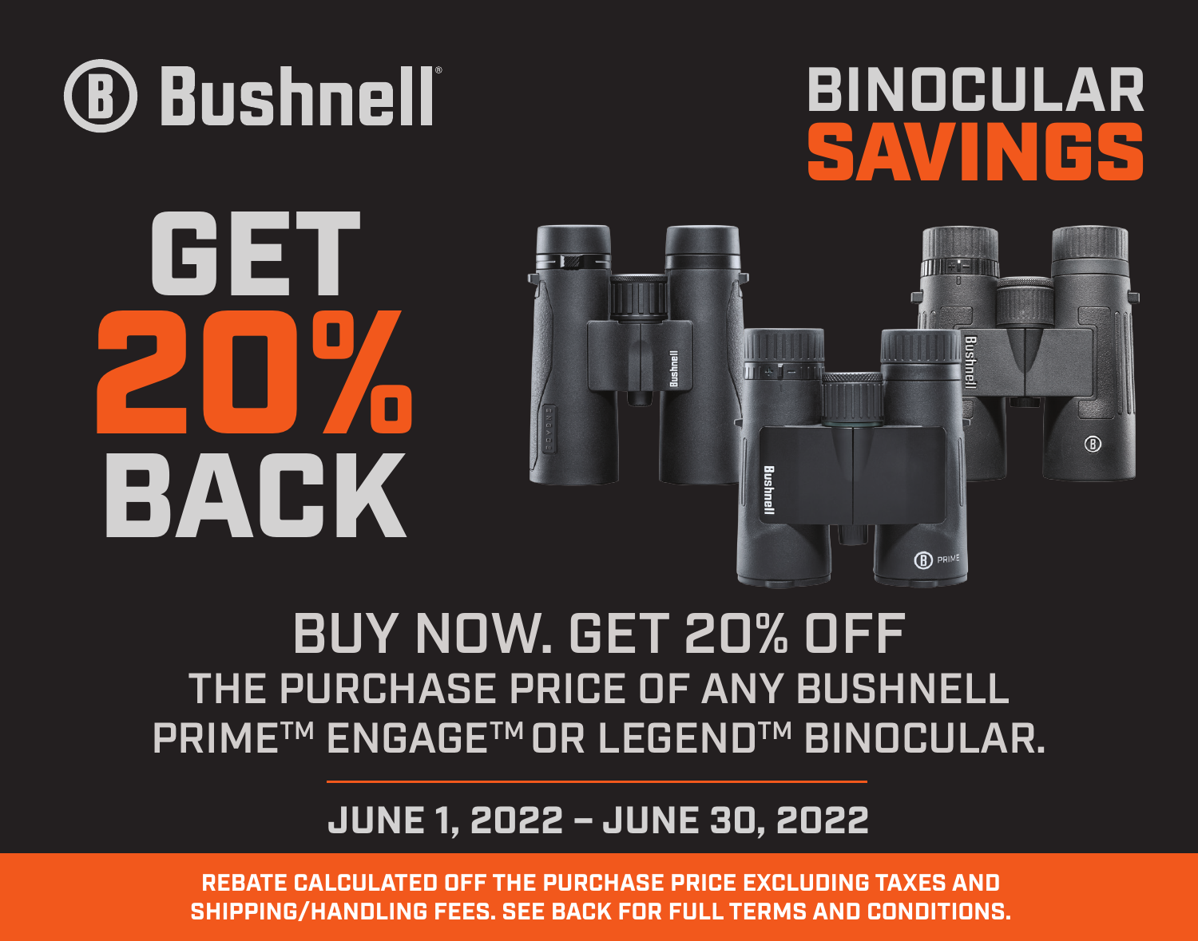# Bushnell®

# BINOCULAR SAVINGS

# GET 20% BACK

## BUY NOW. GET 20% OFF

THE PURCHASE PRICE OF ANY BUSHNELL PRIME™ ENGAGE™ OR LEGEND™ BINOCULAR.

**JUNE 1, 2022 – JUNE 30, 2022**

**REBATE CALCULATED OFF THE PURCHASE PRICE EXCLUDING TAXES AND SHIPPING/HANDLING FEES. SEE BACK FOR FULL TERMS AND CONDITIONS.**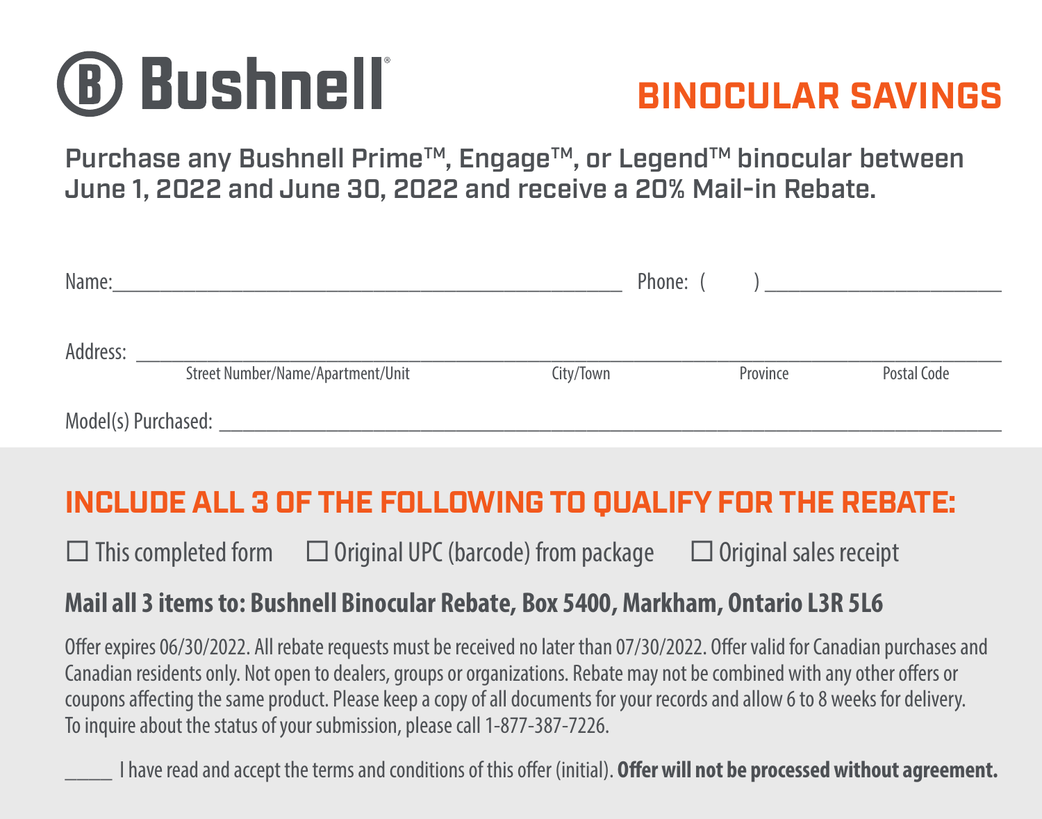# Bushnell

## BINOCULAR SAVINGS

**Purchase any Bushnell Prime™, Engage™, or Legend™ binocular between June 1, 2022 and June 30, 2022 and receive a 20% Mail-in Rebate.**

Name:_______________________________________________ Phone: (        ) ______________________

Address: ____________________________________________________________________________
Street Number/Name/Apartment/Unit     City/Town     Province     Postal Code

Model(s) Purchased: ____________________________________________________________________

## INCLUDE ALL 3 OF THE FOLLOWING TO QUALIFY FOR THE REBATE:

☐ This completed form     ☐ Original UPC (barcode) from package     ☐ Original sales receipt

### Mail all 3 items to: Bushnell Binocular Rebate, Box 5400, Markham, Ontario L3R 5L6

Offer expires 06/30/2022. All rebate requests must be received no later than 07/30/2022. Offer valid for Canadian purchases and Canadian residents only. Not open to dealers, groups or organizations. Rebate may not be combined with any other offers or coupons affecting the same product. Please keep a copy of all documents for your records and allow 6 to 8 weeks for delivery. To inquire about the status of your submission, please call 1-877-387-7226.

_____ I have read and accept the terms and conditions of this offer (initial). **Offer will not be processed without agreement.**